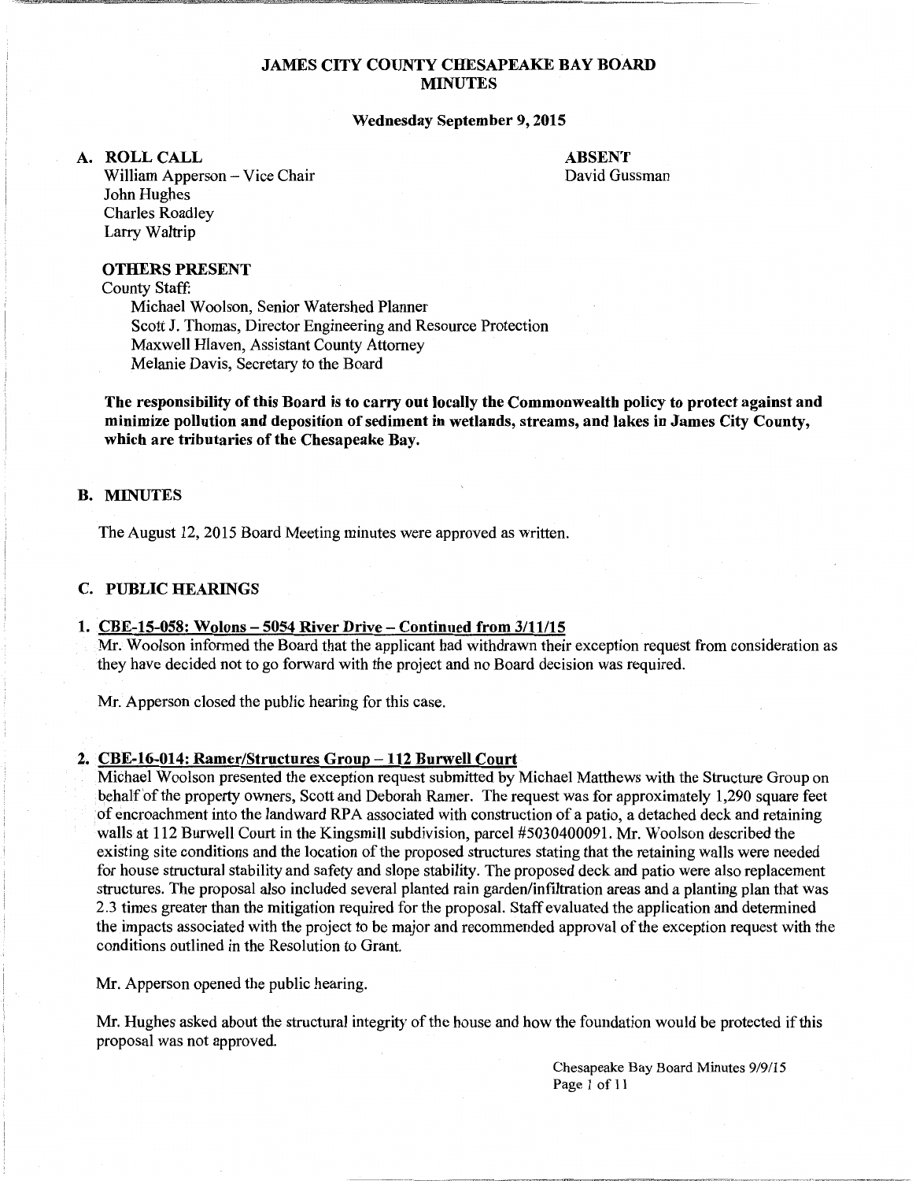# JAMES CITY COUNTY CHESAPEAKE BAY BOARD MINUTES

**Wednesday September 9, 2015**

## A. ROLL CALL

William Apperson – Vice Chair
John Hughes
Charles Roadley
Larry Waltrip

**ABSENT**
David Gussman

### OTHERS PRESENT

County Staff:
Michael Woolson, Senior Watershed Planner
Scott J. Thomas, Director Engineering and Resource Protection
Maxwell Hlaven, Assistant County Attorney
Melanie Davis, Secretary to the Board

**The responsibility of this Board is to carry out locally the Commonwealth policy to protect against and minimize pollution and deposition of sediment in wetlands, streams, and lakes in James City County, which are tributaries of the Chesapeake Bay.**

## B. MINUTES

The August 12, 2015 Board Meeting minutes were approved as written.

## C. PUBLIC HEARINGS

### 1. CBE-15-058: Wolons – 5054 River Drive – Continued from 3/11/15

Mr. Woolson informed the Board that the applicant had withdrawn their exception request from consideration as they have decided not to go forward with the project and no Board decision was required.

Mr. Apperson closed the public hearing for this case.

### 2. CBE-16-014: Ramer/Structures Group – 112 Burwell Court

Michael Woolson presented the exception request submitted by Michael Matthews with the Structure Group on behalf of the property owners, Scott and Deborah Ramer. The request was for approximately 1,290 square feet of encroachment into the landward RPA associated with construction of a patio, a detached deck and retaining walls at 112 Burwell Court in the Kingsmill subdivision, parcel #5030400091. Mr. Woolson described the existing site conditions and the location of the proposed structures stating that the retaining walls were needed for house structural stability and safety and slope stability. The proposed deck and patio were also replacement structures. The proposal also included several planted rain garden/infiltration areas and a planting plan that was 2.3 times greater than the mitigation required for the proposal. Staff evaluated the application and determined the impacts associated with the project to be major and recommended approval of the exception request with the conditions outlined in the Resolution to Grant.

Mr. Apperson opened the public hearing.

Mr. Hughes asked about the structural integrity of the house and how the foundation would be protected if this proposal was not approved.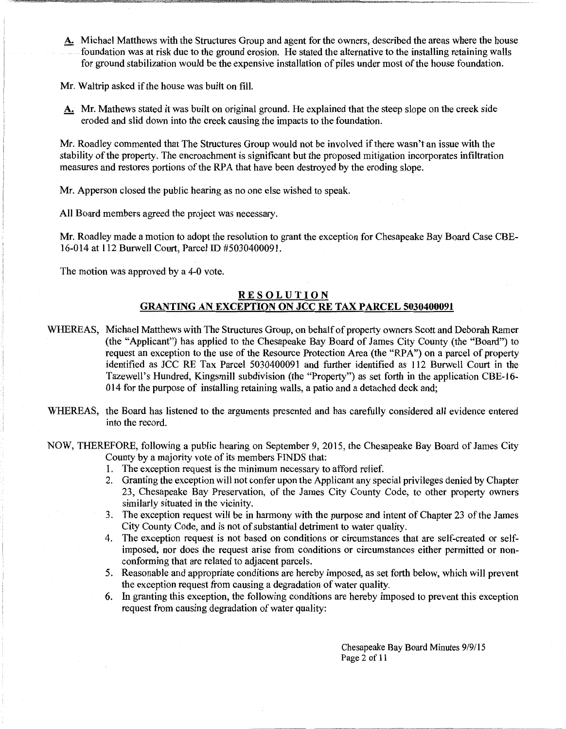**A.** Michael Matthews with the Structures Group and agent for the owners, described the areas where the house foundation was at risk due to the ground erosion. He stated the alternative to the installing retaining walls for ground stabilization would be the expensive installation of piles under most of the house foundation.

Mr. Waltrip asked if the house was built on fill.

**A.** Mr. Mathews stated it was built on original ground. He explained that the steep slope on the creek side eroded and slid down into the creek causing the impacts to the foundation.

Mr. Roadley commented that The Structures Group would not be involved if there wasn't an issue with the stability of the property. The encroachment is significant but the proposed mitigation incorporates infiltration measures and restores portions of the RPA that have been destroyed by the eroding slope.

Mr. Apperson closed the public hearing as no one else wished to speak.

All Board members agreed the project was necessary.

Mr. Roadley made a motion to adopt the resolution to grant the exception for Chesapeake Bay Board Case CBE-16-014 at 112 Burwell Court, Parcel ID #5030400091.

The motion was approved by a 4-0 vote.

## RESOLUTION

## GRANTING AN EXCEPTION ON JCC RE TAX PARCEL 5030400091

WHEREAS, Michael Matthews with The Structures Group, on behalf of property owners Scott and Deborah Ramer (the "Applicant") has applied to the Chesapeake Bay Board of James City County (the "Board") to request an exception to the use of the Resource Protection Area (the "RPA") on a parcel of property identified as JCC RE Tax Parcel 5030400091 and further identified as 112 Burwell Court in the Tazewell's Hundred, Kingsmill subdivision (the "Property") as set forth in the application CBE-16-014 for the purpose of installing retaining walls, a patio and a detached deck and;

WHEREAS, the Board has listened to the arguments presented and has carefully considered all evidence entered into the record.

NOW, THEREFORE, following a public hearing on September 9, 2015, the Chesapeake Bay Board of James City County by a majority vote of its members FINDS that:

1. The exception request is the minimum necessary to afford relief.
2. Granting the exception will not confer upon the Applicant any special privileges denied by Chapter 23, Chesapeake Bay Preservation, of the James City County Code, to other property owners similarly situated in the vicinity.
3. The exception request will be in harmony with the purpose and intent of Chapter 23 of the James City County Code, and is not of substantial detriment to water quality.
4. The exception request is not based on conditions or circumstances that are self-created or self-imposed, nor does the request arise from conditions or circumstances either permitted or non-conforming that are related to adjacent parcels.
5. Reasonable and appropriate conditions are hereby imposed, as set forth below, which will prevent the exception request from causing a degradation of water quality.
6. In granting this exception, the following conditions are hereby imposed to prevent this exception request from causing degradation of water quality: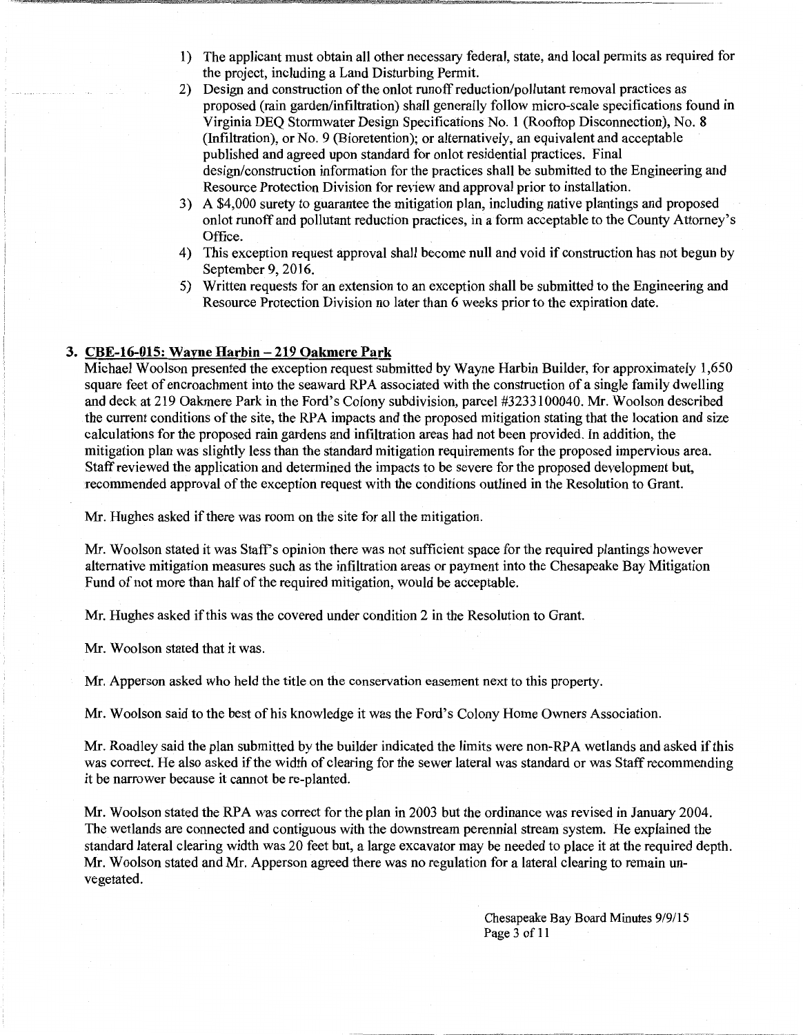1) The applicant must obtain all other necessary federal, state, and local permits as required for the project, including a Land Disturbing Permit.
2) Design and construction of the onlot runoff reduction/pollutant removal practices as proposed (rain garden/infiltration) shall generally follow micro-scale specifications found in Virginia DEQ Stormwater Design Specifications No. 1 (Rooftop Disconnection), No. 8 (Infiltration), or No. 9 (Bioretention); or alternatively, an equivalent and acceptable published and agreed upon standard for onlot residential practices. Final design/construction information for the practices shall be submitted to the Engineering and Resource Protection Division for review and approval prior to installation.
3) A $4,000 surety to guarantee the mitigation plan, including native plantings and proposed onlot runoff and pollutant reduction practices, in a form acceptable to the County Attorney's Office.
4) This exception request approval shall become null and void if construction has not begun by September 9, 2016.
5) Written requests for an extension to an exception shall be submitted to the Engineering and Resource Protection Division no later than 6 weeks prior to the expiration date.

**3. CBE-16-015: Wayne Harbin – 219 Oakmere Park**

Michael Woolson presented the exception request submitted by Wayne Harbin Builder, for approximately 1,650 square feet of encroachment into the seaward RPA associated with the construction of a single family dwelling and deck at 219 Oakmere Park in the Ford's Colony subdivision, parcel #3233100040. Mr. Woolson described the current conditions of the site, the RPA impacts and the proposed mitigation stating that the location and size calculations for the proposed rain gardens and infiltration areas had not been provided. In addition, the mitigation plan was slightly less than the standard mitigation requirements for the proposed impervious area. Staff reviewed the application and determined the impacts to be severe for the proposed development but, recommended approval of the exception request with the conditions outlined in the Resolution to Grant.

Mr. Hughes asked if there was room on the site for all the mitigation.

Mr. Woolson stated it was Staff's opinion there was not sufficient space for the required plantings however alternative mitigation measures such as the infiltration areas or payment into the Chesapeake Bay Mitigation Fund of not more than half of the required mitigation, would be acceptable.

Mr. Hughes asked if this was the covered under condition 2 in the Resolution to Grant.

Mr. Woolson stated that it was.

Mr. Apperson asked who held the title on the conservation easement next to this property.

Mr. Woolson said to the best of his knowledge it was the Ford's Colony Home Owners Association.

Mr. Roadley said the plan submitted by the builder indicated the limits were non-RPA wetlands and asked if this was correct. He also asked if the width of clearing for the sewer lateral was standard or was Staff recommending it be narrower because it cannot be re-planted.

Mr. Woolson stated the RPA was correct for the plan in 2003 but the ordinance was revised in January 2004. The wetlands are connected and contiguous with the downstream perennial stream system. He explained the standard lateral clearing width was 20 feet but, a large excavator may be needed to place it at the required depth. Mr. Woolson stated and Mr. Apperson agreed there was no regulation for a lateral clearing to remain un-vegetated.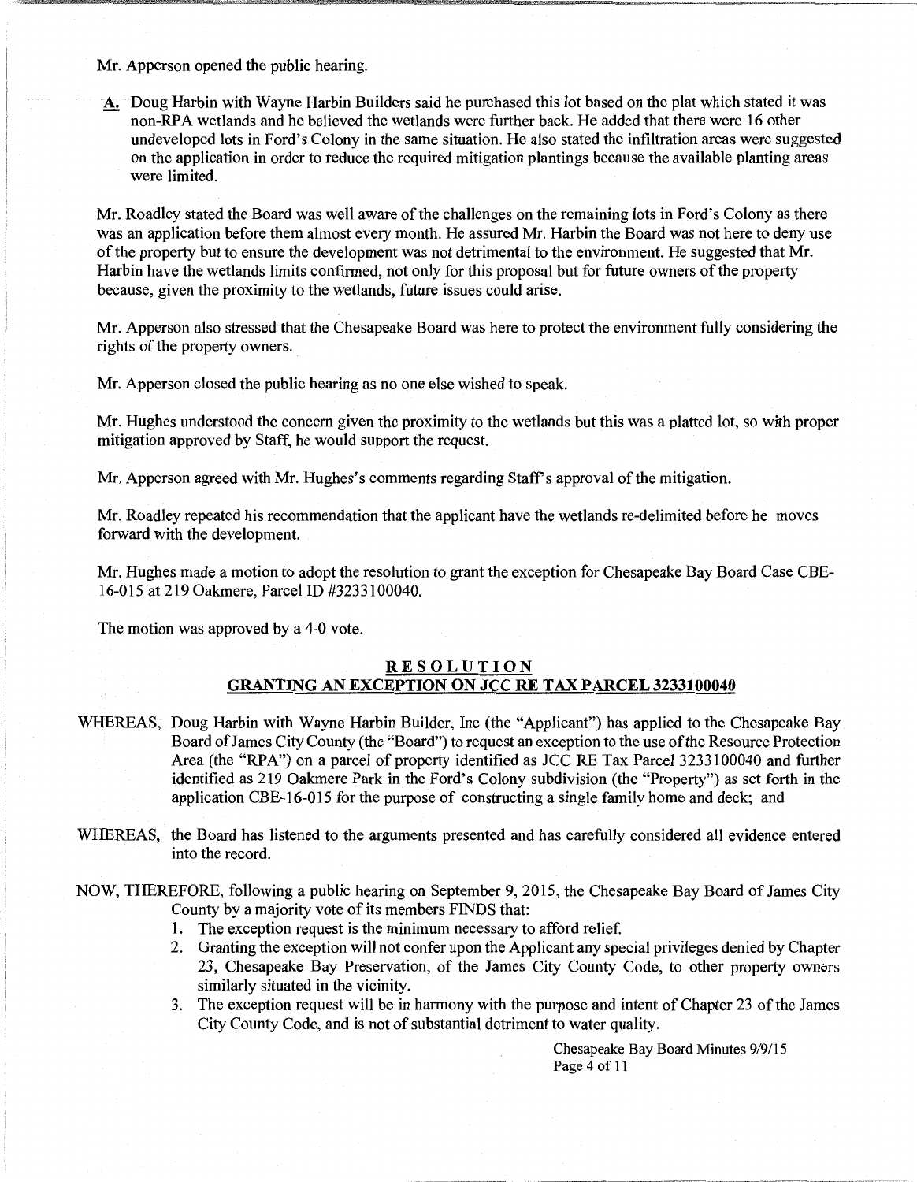Mr. Apperson opened the public hearing.

**A.** Doug Harbin with Wayne Harbin Builders said he purchased this lot based on the plat which stated it was non-RPA wetlands and he believed the wetlands were further back. He added that there were 16 other undeveloped lots in Ford's Colony in the same situation. He also stated the infiltration areas were suggested on the application in order to reduce the required mitigation plantings because the available planting areas were limited.

Mr. Roadley stated the Board was well aware of the challenges on the remaining lots in Ford's Colony as there was an application before them almost every month. He assured Mr. Harbin the Board was not here to deny use of the property but to ensure the development was not detrimental to the environment. He suggested that Mr. Harbin have the wetlands limits confirmed, not only for this proposal but for future owners of the property because, given the proximity to the wetlands, future issues could arise.

Mr. Apperson also stressed that the Chesapeake Board was here to protect the environment fully considering the rights of the property owners.

Mr. Apperson closed the public hearing as no one else wished to speak.

Mr. Hughes understood the concern given the proximity to the wetlands but this was a platted lot, so with proper mitigation approved by Staff, he would support the request.

Mr. Apperson agreed with Mr. Hughes's comments regarding Staff's approval of the mitigation.

Mr. Roadley repeated his recommendation that the applicant have the wetlands re-delimited before he moves forward with the development.

Mr. Hughes made a motion to adopt the resolution to grant the exception for Chesapeake Bay Board Case CBE-16-015 at 219 Oakmere, Parcel ID #3233100040.

The motion was approved by a 4-0 vote.

## RESOLUTION
## GRANTING AN EXCEPTION ON JCC RE TAX PARCEL 3233100040

WHEREAS, Doug Harbin with Wayne Harbin Builder, Inc (the "Applicant") has applied to the Chesapeake Bay Board of James City County (the "Board") to request an exception to the use of the Resource Protection Area (the "RPA") on a parcel of property identified as JCC RE Tax Parcel 3233100040 and further identified as 219 Oakmere Park in the Ford's Colony subdivision (the "Property") as set forth in the application CBE-16-015 for the purpose of constructing a single family home and deck; and

WHEREAS, the Board has listened to the arguments presented and has carefully considered all evidence entered into the record.

NOW, THEREFORE, following a public hearing on September 9, 2015, the Chesapeake Bay Board of James City County by a majority vote of its members FINDS that:

1. The exception request is the minimum necessary to afford relief.
2. Granting the exception will not confer upon the Applicant any special privileges denied by Chapter 23, Chesapeake Bay Preservation, of the James City County Code, to other property owners similarly situated in the vicinity.
3. The exception request will be in harmony with the purpose and intent of Chapter 23 of the James City County Code, and is not of substantial detriment to water quality.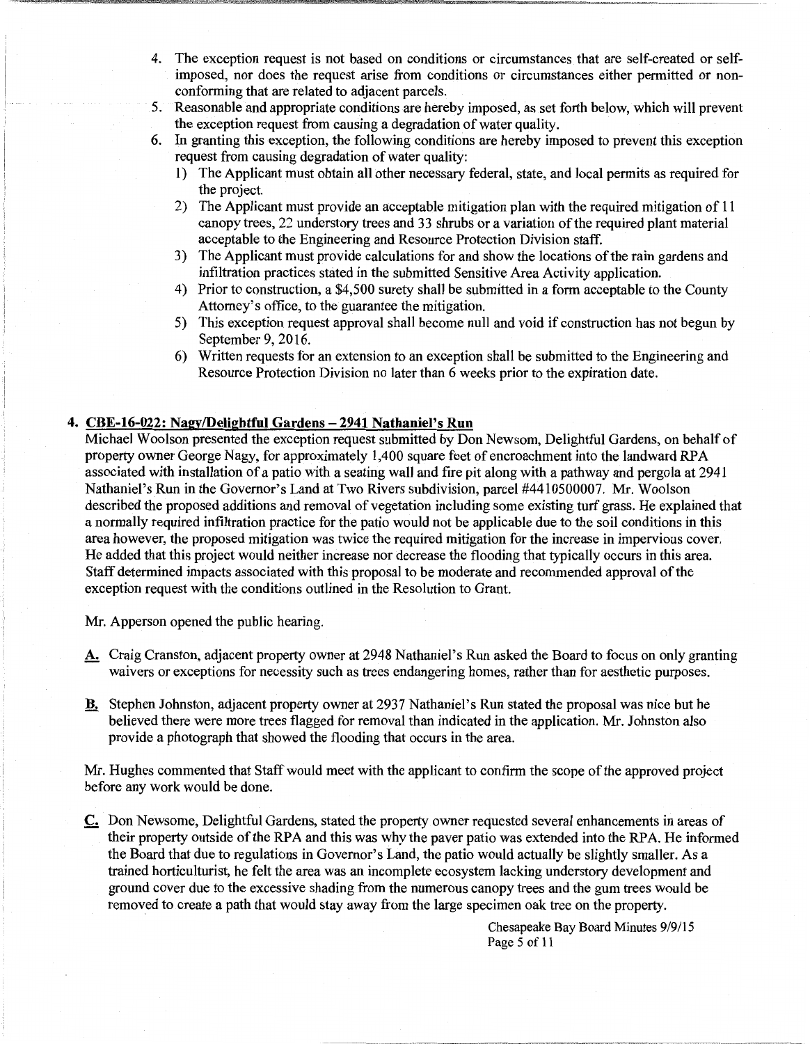4. The exception request is not based on conditions or circumstances that are self-created or self-imposed, nor does the request arise from conditions or circumstances either permitted or non-conforming that are related to adjacent parcels.
5. Reasonable and appropriate conditions are hereby imposed, as set forth below, which will prevent the exception request from causing a degradation of water quality.
6. In granting this exception, the following conditions are hereby imposed to prevent this exception request from causing degradation of water quality:
   1) The Applicant must obtain all other necessary federal, state, and local permits as required for the project.
   2) The Applicant must provide an acceptable mitigation plan with the required mitigation of 11 canopy trees, 22 understory trees and 33 shrubs or a variation of the required plant material acceptable to the Engineering and Resource Protection Division staff.
   3) The Applicant must provide calculations for and show the locations of the rain gardens and infiltration practices stated in the submitted Sensitive Area Activity application.
   4) Prior to construction, a $4,500 surety shall be submitted in a form acceptable to the County Attorney's office, to the guarantee the mitigation.
   5) This exception request approval shall become null and void if construction has not begun by September 9, 2016.
   6) Written requests for an extension to an exception shall be submitted to the Engineering and Resource Protection Division no later than 6 weeks prior to the expiration date.

**4. CBE-16-022: Nagy/Delightful Gardens – 2941 Nathaniel's Run**

Michael Woolson presented the exception request submitted by Don Newsom, Delightful Gardens, on behalf of property owner George Nagy, for approximately 1,400 square feet of encroachment into the landward RPA associated with installation of a patio with a seating wall and fire pit along with a pathway and pergola at 2941 Nathaniel's Run in the Governor's Land at Two Rivers subdivision, parcel #4410500007. Mr. Woolson described the proposed additions and removal of vegetation including some existing turf grass. He explained that a normally required infiltration practice for the patio would not be applicable due to the soil conditions in this area however, the proposed mitigation was twice the required mitigation for the increase in impervious cover. He added that this project would neither increase nor decrease the flooding that typically occurs in this area. Staff determined impacts associated with this proposal to be moderate and recommended approval of the exception request with the conditions outlined in the Resolution to Grant.

Mr. Apperson opened the public hearing.

**A.** Craig Cranston, adjacent property owner at 2948 Nathaniel's Run asked the Board to focus on only granting waivers or exceptions for necessity such as trees endangering homes, rather than for aesthetic purposes.

**B.** Stephen Johnston, adjacent property owner at 2937 Nathaniel's Run stated the proposal was nice but he believed there were more trees flagged for removal than indicated in the application. Mr. Johnston also provide a photograph that showed the flooding that occurs in the area.

Mr. Hughes commented that Staff would meet with the applicant to confirm the scope of the approved project before any work would be done.

**C.** Don Newsome, Delightful Gardens, stated the property owner requested several enhancements in areas of their property outside of the RPA and this was why the paver patio was extended into the RPA. He informed the Board that due to regulations in Governor's Land, the patio would actually be slightly smaller. As a trained horticulturist, he felt the area was an incomplete ecosystem lacking understory development and ground cover due to the excessive shading from the numerous canopy trees and the gum trees would be removed to create a path that would stay away from the large specimen oak tree on the property.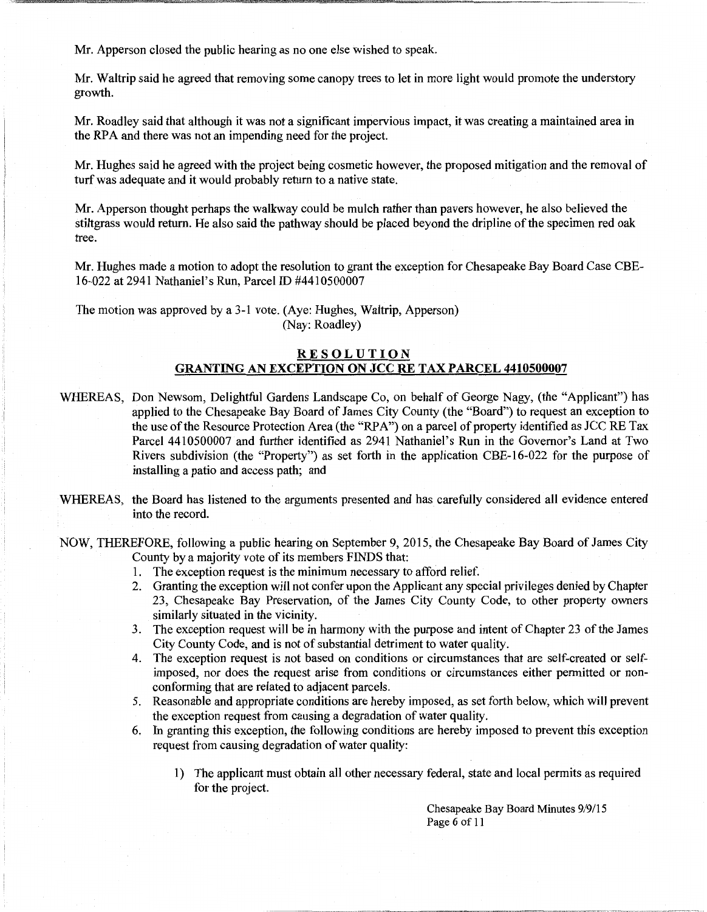Mr. Apperson closed the public hearing as no one else wished to speak.

Mr. Waltrip said he agreed that removing some canopy trees to let in more light would promote the understory growth.

Mr. Roadley said that although it was not a significant impervious impact, it was creating a maintained area in the RPA and there was not an impending need for the project.

Mr. Hughes said he agreed with the project being cosmetic however, the proposed mitigation and the removal of turf was adequate and it would probably return to a native state.

Mr. Apperson thought perhaps the walkway could be mulch rather than pavers however, he also believed the stiltgrass would return. He also said the pathway should be placed beyond the dripline of the specimen red oak tree.

Mr. Hughes made a motion to adopt the resolution to grant the exception for Chesapeake Bay Board Case CBE-16-022 at 2941 Nathaniel's Run, Parcel ID #4410500007

The motion was approved by a 3-1 vote. (Aye: Hughes, Waltrip, Apperson)
(Nay: Roadley)

## RESOLUTION

## GRANTING AN EXCEPTION ON JCC RE TAX PARCEL 4410500007

WHEREAS, Don Newsom, Delightful Gardens Landscape Co, on behalf of George Nagy, (the "Applicant") has applied to the Chesapeake Bay Board of James City County (the "Board") to request an exception to the use of the Resource Protection Area (the "RPA") on a parcel of property identified as JCC RE Tax Parcel 4410500007 and further identified as 2941 Nathaniel's Run in the Governor's Land at Two Rivers subdivision (the "Property") as set forth in the application CBE-16-022 for the purpose of installing a patio and access path; and

WHEREAS, the Board has listened to the arguments presented and has carefully considered all evidence entered into the record.

NOW, THEREFORE, following a public hearing on September 9, 2015, the Chesapeake Bay Board of James City County by a majority vote of its members FINDS that:

1. The exception request is the minimum necessary to afford relief.
2. Granting the exception will not confer upon the Applicant any special privileges denied by Chapter 23, Chesapeake Bay Preservation, of the James City County Code, to other property owners similarly situated in the vicinity.
3. The exception request will be in harmony with the purpose and intent of Chapter 23 of the James City County Code, and is not of substantial detriment to water quality.
4. The exception request is not based on conditions or circumstances that are self-created or self-imposed, nor does the request arise from conditions or circumstances either permitted or non-conforming that are related to adjacent parcels.
5. Reasonable and appropriate conditions are hereby imposed, as set forth below, which will prevent the exception request from causing a degradation of water quality.
6. In granting this exception, the following conditions are hereby imposed to prevent this exception request from causing degradation of water quality:

    1) The applicant must obtain all other necessary federal, state and local permits as required for the project.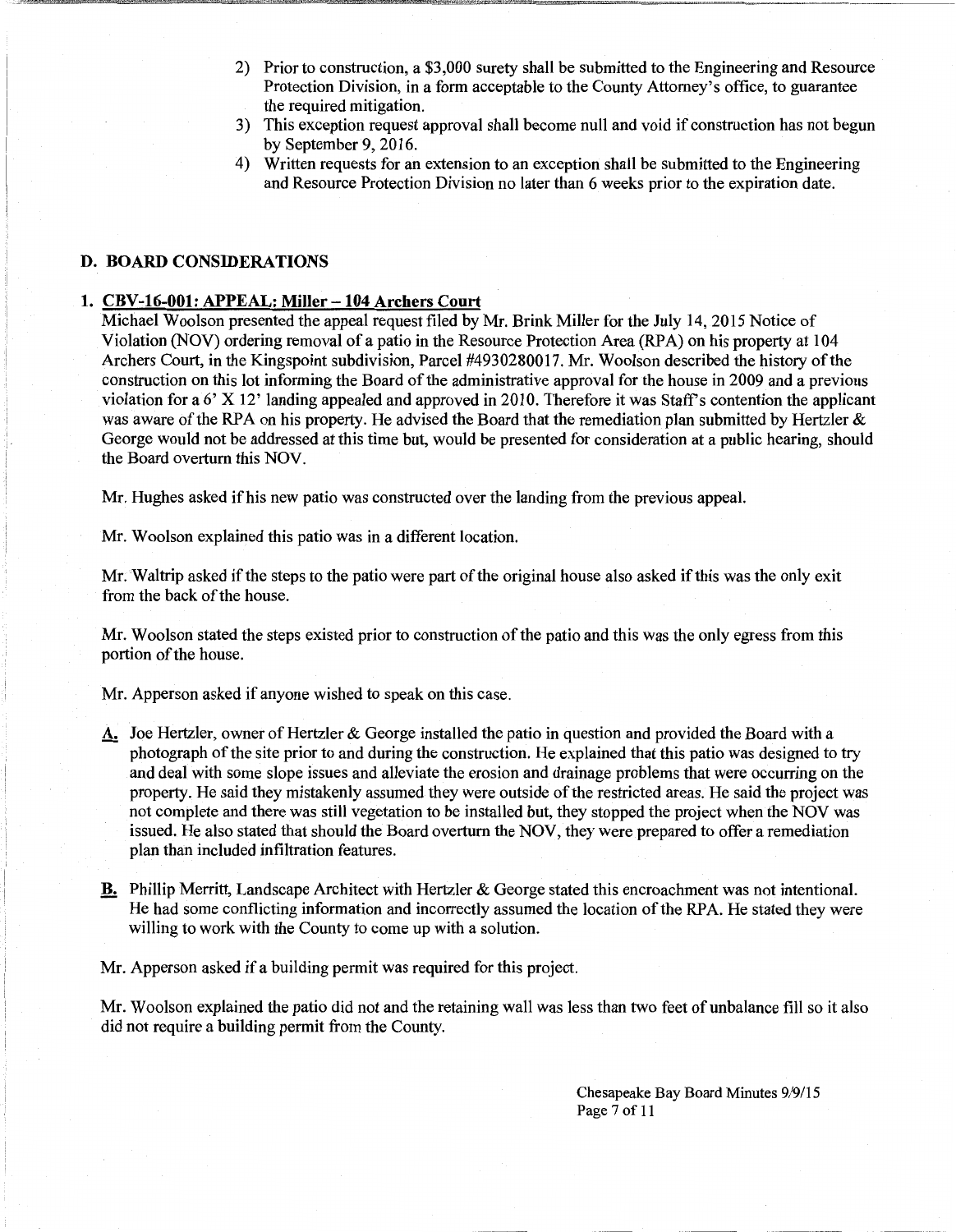2) Prior to construction, a $3,000 surety shall be submitted to the Engineering and Resource Protection Division, in a form acceptable to the County Attorney's office, to guarantee the required mitigation.
3) This exception request approval shall become null and void if construction has not begun by September 9, 2016.
4) Written requests for an extension to an exception shall be submitted to the Engineering and Resource Protection Division no later than 6 weeks prior to the expiration date.

## D. BOARD CONSIDERATIONS

### 1. CBV-16-001: APPEAL: Miller – 104 Archers Court

Michael Woolson presented the appeal request filed by Mr. Brink Miller for the July 14, 2015 Notice of Violation (NOV) ordering removal of a patio in the Resource Protection Area (RPA) on his property at 104 Archers Court, in the Kingspoint subdivision, Parcel #4930280017. Mr. Woolson described the history of the construction on this lot informing the Board of the administrative approval for the house in 2009 and a previous violation for a 6' X 12' landing appealed and approved in 2010. Therefore it was Staff's contention the applicant was aware of the RPA on his property. He advised the Board that the remediation plan submitted by Hertzler & George would not be addressed at this time but, would be presented for consideration at a public hearing, should the Board overturn this NOV.

Mr. Hughes asked if his new patio was constructed over the landing from the previous appeal.

Mr. Woolson explained this patio was in a different location.

Mr. Waltrip asked if the steps to the patio were part of the original house also asked if this was the only exit from the back of the house.

Mr. Woolson stated the steps existed prior to construction of the patio and this was the only egress from this portion of the house.

Mr. Apperson asked if anyone wished to speak on this case.

**A.** Joe Hertzler, owner of Hertzler & George installed the patio in question and provided the Board with a photograph of the site prior to and during the construction. He explained that this patio was designed to try and deal with some slope issues and alleviate the erosion and drainage problems that were occurring on the property. He said they mistakenly assumed they were outside of the restricted areas. He said the project was not complete and there was still vegetation to be installed but, they stopped the project when the NOV was issued. He also stated that should the Board overturn the NOV, they were prepared to offer a remediation plan than included infiltration features.

**B.** Phillip Merritt, Landscape Architect with Hertzler & George stated this encroachment was not intentional. He had some conflicting information and incorrectly assumed the location of the RPA. He stated they were willing to work with the County to come up with a solution.

Mr. Apperson asked if a building permit was required for this project.

Mr. Woolson explained the patio did not and the retaining wall was less than two feet of unbalance fill so it also did not require a building permit from the County.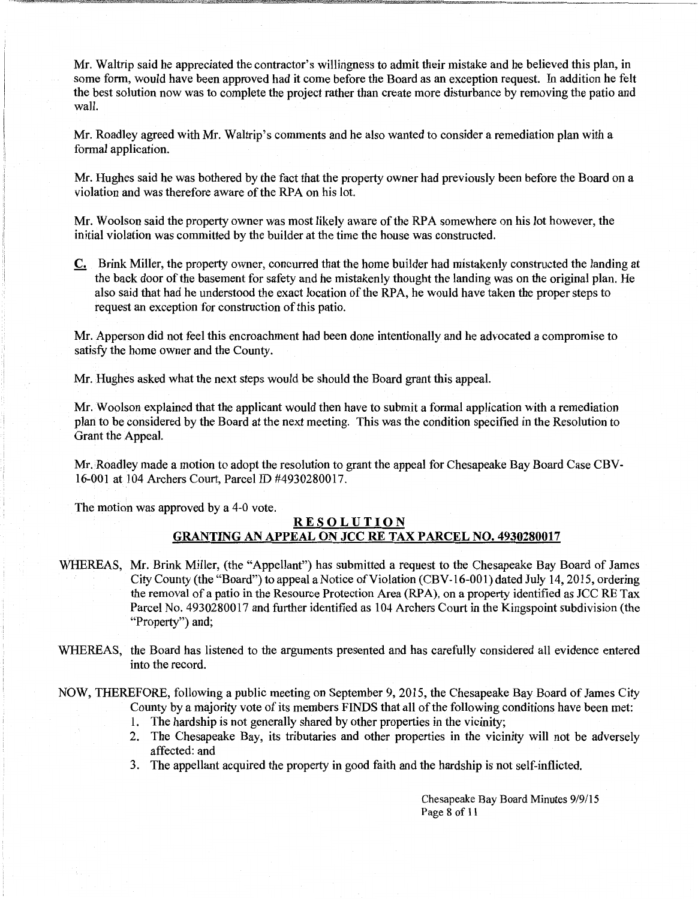Mr. Waltrip said he appreciated the contractor's willingness to admit their mistake and he believed this plan, in some form, would have been approved had it come before the Board as an exception request. In addition he felt the best solution now was to complete the project rather than create more disturbance by removing the patio and wall.

Mr. Roadley agreed with Mr. Waltrip's comments and he also wanted to consider a remediation plan with a formal application.

Mr. Hughes said he was bothered by the fact that the property owner had previously been before the Board on a violation and was therefore aware of the RPA on his lot.

Mr. Woolson said the property owner was most likely aware of the RPA somewhere on his lot however, the initial violation was committed by the builder at the time the house was constructed.

**C.** Brink Miller, the property owner, concurred that the home builder had mistakenly constructed the landing at the back door of the basement for safety and he mistakenly thought the landing was on the original plan. He also said that had he understood the exact location of the RPA, he would have taken the proper steps to request an exception for construction of this patio.

Mr. Apperson did not feel this encroachment had been done intentionally and he advocated a compromise to satisfy the home owner and the County.

Mr. Hughes asked what the next steps would be should the Board grant this appeal.

Mr. Woolson explained that the applicant would then have to submit a formal application with a remediation plan to be considered by the Board at the next meeting. This was the condition specified in the Resolution to Grant the Appeal.

Mr. Roadley made a motion to adopt the resolution to grant the appeal for Chesapeake Bay Board Case CBV-16-001 at 104 Archers Court, Parcel ID #4930280017.

The motion was approved by a 4-0 vote.

## RESOLUTION

## GRANTING AN APPEAL ON JCC RE TAX PARCEL NO. 4930280017

WHEREAS, Mr. Brink Miller, (the "Appellant") has submitted a request to the Chesapeake Bay Board of James City County (the "Board") to appeal a Notice of Violation (CBV-16-001) dated July 14, 2015, ordering the removal of a patio in the Resource Protection Area (RPA), on a property identified as JCC RE Tax Parcel No. 4930280017 and further identified as 104 Archers Court in the Kingspoint subdivision (the "Property") and;

WHEREAS, the Board has listened to the arguments presented and has carefully considered all evidence entered into the record.

NOW, THEREFORE, following a public meeting on September 9, 2015, the Chesapeake Bay Board of James City County by a majority vote of its members FINDS that all of the following conditions have been met:

1. The hardship is not generally shared by other properties in the vicinity;
2. The Chesapeake Bay, its tributaries and other properties in the vicinity will not be adversely affected: and
3. The appellant acquired the property in good faith and the hardship is not self-inflicted.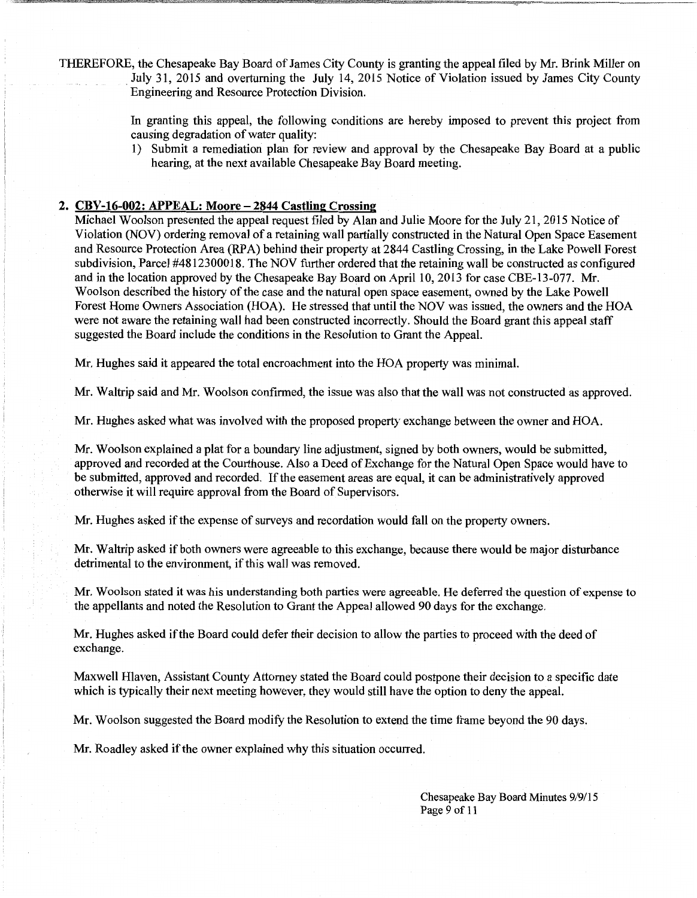THEREFORE, the Chesapeake Bay Board of James City County is granting the appeal filed by Mr. Brink Miller on July 31, 2015 and overturning the July 14, 2015 Notice of Violation issued by James City County Engineering and Resource Protection Division.

In granting this appeal, the following conditions are hereby imposed to prevent this project from causing degradation of water quality:

1) Submit a remediation plan for review and approval by the Chesapeake Bay Board at a public hearing, at the next available Chesapeake Bay Board meeting.

**2. CBY-16-002: APPEAL: Moore – 2844 Castling Crossing**

Michael Woolson presented the appeal request filed by Alan and Julie Moore for the July 21, 2015 Notice of Violation (NOV) ordering removal of a retaining wall partially constructed in the Natural Open Space Easement and Resource Protection Area (RPA) behind their property at 2844 Castling Crossing, in the Lake Powell Forest subdivision, Parcel #4812300018. The NOV further ordered that the retaining wall be constructed as configured and in the location approved by the Chesapeake Bay Board on April 10, 2013 for case CBE-13-077. Mr. Woolson described the history of the case and the natural open space easement, owned by the Lake Powell Forest Home Owners Association (HOA). He stressed that until the NOV was issued, the owners and the HOA were not aware the retaining wall had been constructed incorrectly. Should the Board grant this appeal staff suggested the Board include the conditions in the Resolution to Grant the Appeal.

Mr. Hughes said it appeared the total encroachment into the HOA property was minimal.

Mr. Waltrip said and Mr. Woolson confirmed, the issue was also that the wall was not constructed as approved.

Mr. Hughes asked what was involved with the proposed property exchange between the owner and HOA.

Mr. Woolson explained a plat for a boundary line adjustment, signed by both owners, would be submitted, approved and recorded at the Courthouse. Also a Deed of Exchange for the Natural Open Space would have to be submitted, approved and recorded. If the easement areas are equal, it can be administratively approved otherwise it will require approval from the Board of Supervisors.

Mr. Hughes asked if the expense of surveys and recordation would fall on the property owners.

Mr. Waltrip asked if both owners were agreeable to this exchange, because there would be major disturbance detrimental to the environment, if this wall was removed.

Mr. Woolson stated it was his understanding both parties were agreeable. He deferred the question of expense to the appellants and noted the Resolution to Grant the Appeal allowed 90 days for the exchange.

Mr. Hughes asked if the Board could defer their decision to allow the parties to proceed with the deed of exchange.

Maxwell Hlaven, Assistant County Attorney stated the Board could postpone their decision to a specific date which is typically their next meeting however, they would still have the option to deny the appeal.

Mr. Woolson suggested the Board modify the Resolution to extend the time frame beyond the 90 days.

Mr. Roadley asked if the owner explained why this situation occurred.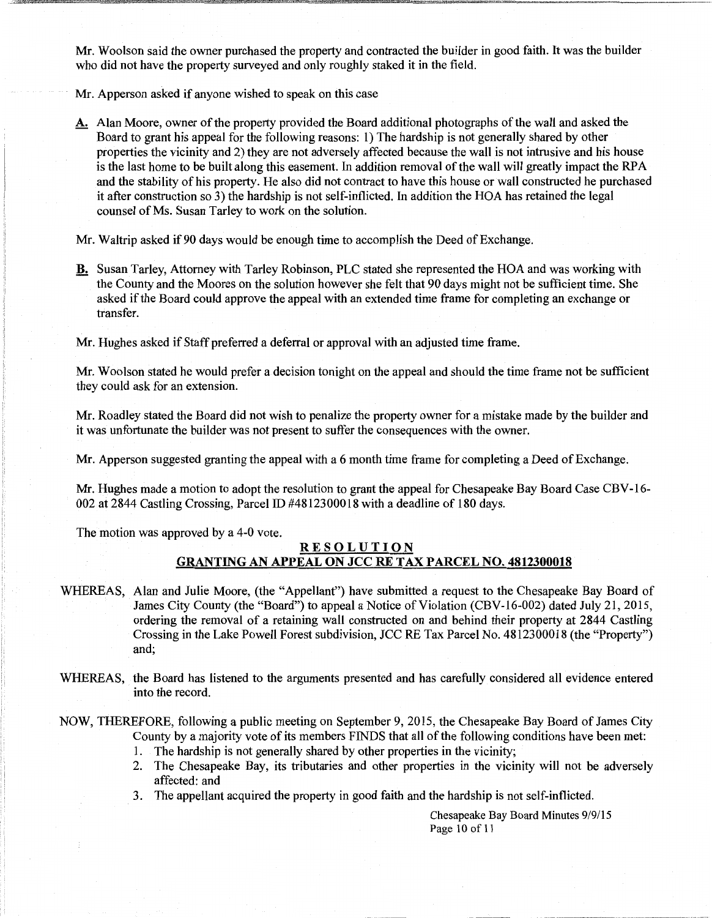Mr. Woolson said the owner purchased the property and contracted the builder in good faith. It was the builder who did not have the property surveyed and only roughly staked it in the field.

Mr. Apperson asked if anyone wished to speak on this case

**A.** Alan Moore, owner of the property provided the Board additional photographs of the wall and asked the Board to grant his appeal for the following reasons: 1) The hardship is not generally shared by other properties the vicinity and 2) they are not adversely affected because the wall is not intrusive and his house is the last home to be built along this easement. In addition removal of the wall will greatly impact the RPA and the stability of his property. He also did not contract to have this house or wall constructed he purchased it after construction so 3) the hardship is not self-inflicted. In addition the HOA has retained the legal counsel of Ms. Susan Tarley to work on the solution.

Mr. Waltrip asked if 90 days would be enough time to accomplish the Deed of Exchange.

**B.** Susan Tarley, Attorney with Tarley Robinson, PLC stated she represented the HOA and was working with the County and the Moores on the solution however she felt that 90 days might not be sufficient time. She asked if the Board could approve the appeal with an extended time frame for completing an exchange or transfer.

Mr. Hughes asked if Staff preferred a deferral or approval with an adjusted time frame.

Mr. Woolson stated he would prefer a decision tonight on the appeal and should the time frame not be sufficient they could ask for an extension.

Mr. Roadley stated the Board did not wish to penalize the property owner for a mistake made by the builder and it was unfortunate the builder was not present to suffer the consequences with the owner.

Mr. Apperson suggested granting the appeal with a 6 month time frame for completing a Deed of Exchange.

Mr. Hughes made a motion to adopt the resolution to grant the appeal for Chesapeake Bay Board Case CBV-16-002 at 2844 Castling Crossing, Parcel ID #4812300018 with a deadline of 180 days.

The motion was approved by a 4-0 vote.

## RESOLUTION

## GRANTING AN APPEAL ON JCC RE TAX PARCEL NO. 4812300018

WHEREAS, Alan and Julie Moore, (the "Appellant") have submitted a request to the Chesapeake Bay Board of James City County (the "Board") to appeal a Notice of Violation (CBV-16-002) dated July 21, 2015, ordering the removal of a retaining wall constructed on and behind their property at 2844 Castling Crossing in the Lake Powell Forest subdivision, JCC RE Tax Parcel No. 4812300018 (the "Property") and;

WHEREAS, the Board has listened to the arguments presented and has carefully considered all evidence entered into the record.

NOW, THEREFORE, following a public meeting on September 9, 2015, the Chesapeake Bay Board of James City County by a majority vote of its members FINDS that all of the following conditions have been met:

1. The hardship is not generally shared by other properties in the vicinity;
2. The Chesapeake Bay, its tributaries and other properties in the vicinity will not be adversely affected: and
3. The appellant acquired the property in good faith and the hardship is not self-inflicted.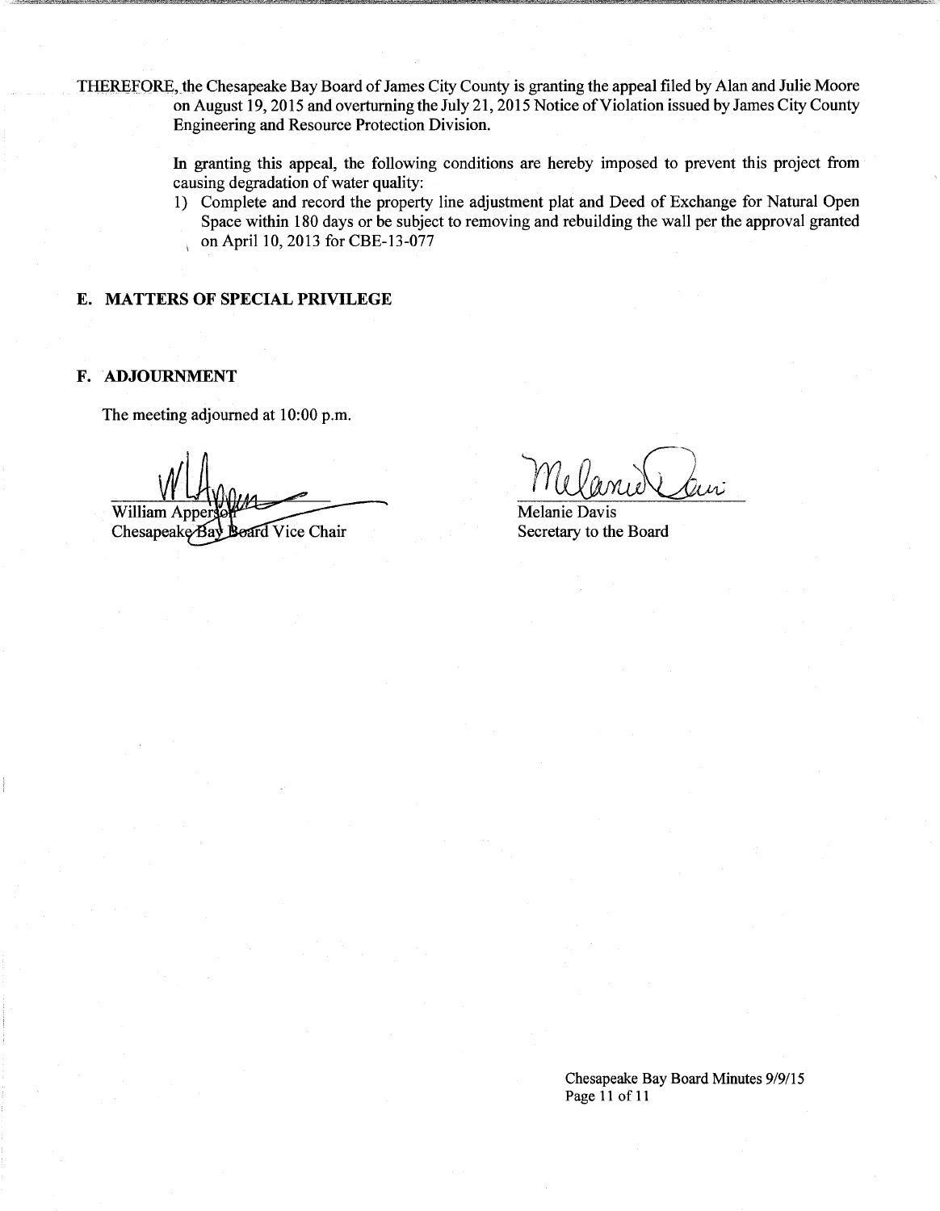THEREFORE, the Chesapeake Bay Board of James City County is granting the appeal filed by Alan and Julie Moore on August 19, 2015 and overturning the July 21, 2015 Notice of Violation issued by James City County Engineering and Resource Protection Division.

In granting this appeal, the following conditions are hereby imposed to prevent this project from causing degradation of water quality:

1) Complete and record the property line adjustment plat and Deed of Exchange for Natural Open Space within 180 days or be subject to removing and rebuilding the wall per the approval granted on April 10, 2013 for CBE-13-077

## E. MATTERS OF SPECIAL PRIVILEGE

## F. ADJOURNMENT

The meeting adjourned at 10:00 p.m.

William Apperson
Chesapeake Bay Board Vice Chair

Melanie Davis
Secretary to the Board

Chesapeake Bay Board Minutes 9/9/15